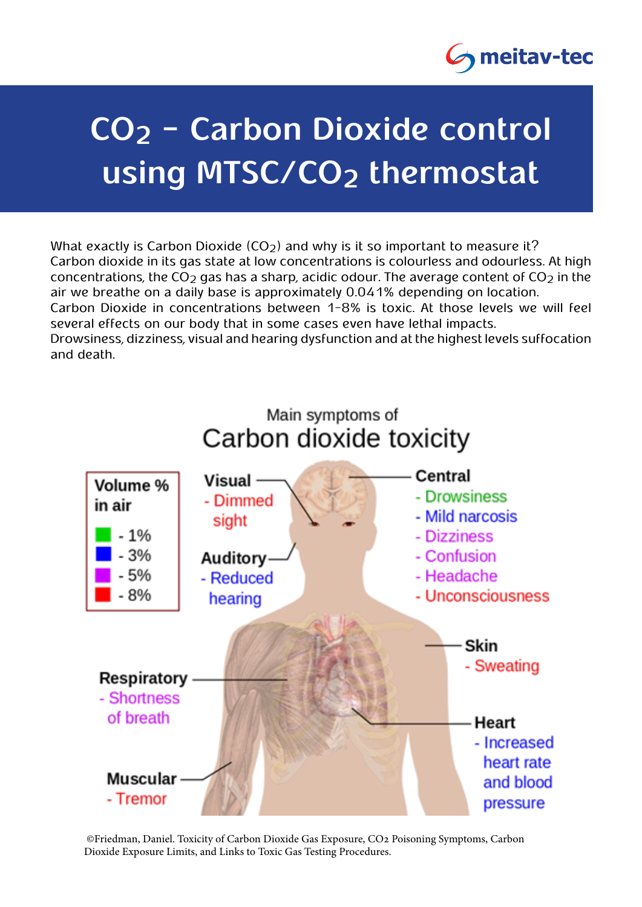meitav-tec

# $CO_2$ - Carbon Dioxide control using MTSC/$CO_2$ thermostat

What exactly is Carbon Dioxide ($CO_2$) and why is it so important to measure it?
Carbon dioxide in its gas state at low concentrations is colourless and odourless. At high concentrations, the $CO_2$ gas has a sharp, acidic odour. The average content of $CO_2$ in the air we breathe on a daily base is approximately 0.041% depending on location.
Carbon Dioxide in concentrations between 1-8% is toxic. At those levels we will feel several effects on our body that in some cases even have lethal impacts.
Drowsiness, dizziness, visual and hearing dysfunction and at the highest levels suffocation and death.

Main symptoms of

## Carbon dioxide toxicity

**Volume % in air**
- 1%
- 3%
- 5%
- 8%

**Visual**
- Dimmed sight

**Auditory**
- Reduced hearing

**Central**
- Drowsiness
- Mild narcosis
- Dizziness
- Confusion
- Headache
- Unconsciousness

**Skin**
- Sweating

**Respiratory**
- Shortness of breath

**Heart**
- Increased heart rate and blood pressure

**Muscular**
- Tremor

©Friedman, Daniel. Toxicity of Carbon Dioxide Gas Exposure, $CO_2$ Poisoning Symptoms, Carbon Dioxide Exposure Limits, and Links to Toxic Gas Testing Procedures.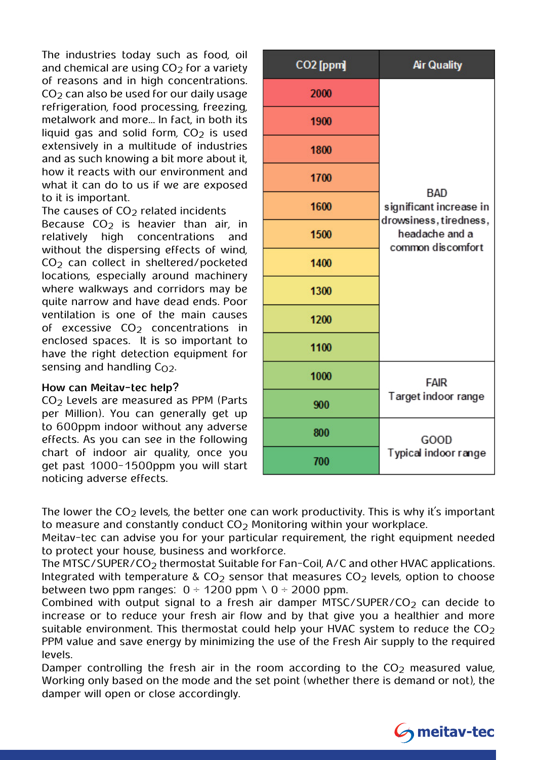The industries today such as food, oil and chemical are using $CO_2$ for a variety of reasons and in high concentrations. $CO_2$ can also be used for our daily usage refrigeration, food processing, freezing, metalwork and more... In fact, in both its liquid gas and solid form, $CO_2$ is used extensively in a multitude of industries and as such knowing a bit more about it, how it reacts with our environment and what it can do to us if we are exposed to it is important.

The causes of $CO_2$ related incidents

Because $CO_2$ is heavier than air, in relatively high concentrations and without the dispersing effects of wind, $CO_2$ can collect in sheltered/pocketed locations, especially around machinery where walkways and corridors may be quite narrow and have dead ends. Poor ventilation is one of the main causes of excessive $CO_2$ concentrations in enclosed spaces. It is so important to have the right detection equipment for sensing and handling $CO_2$.

**How can Meitav-tec help?**

$CO_2$ Levels are measured as PPM (Parts per Million). You can generally get up to 600ppm indoor without any adverse effects. As you can see in the following chart of indoor air quality, once you get past 1000-1500ppm you will start noticing adverse effects.

| CO2 [ppm] | Air Quality |
|---|---|
| 2000 | BAD significant increase in drowsiness, tiredness, headache and a common discomfort |
| 1900 | |
| 1800 | |
| 1700 | |
| 1600 | |
| 1500 | |
| 1400 | |
| 1300 | |
| 1200 | |
| 1100 | |
| 1000 | FAIR Target indoor range |
| 900 | |
| 800 | GOOD Typical indoor range |
| 700 | |

The lower the $CO_2$ levels, the better one can work productivity. This is why it's important to measure and constantly conduct $CO_2$ Monitoring within your workplace.

Meitav-tec can advise you for your particular requirement, the right equipment needed to protect your house, business and workforce.

The MTSC/SUPER/$CO_2$ thermostat Suitable for Fan-Coil, A/C and other HVAC applications. Integrated with temperature & $CO_2$ sensor that measures $CO_2$ levels, option to choose between two ppm ranges: 0 ÷ 1200 ppm \ 0 ÷ 2000 ppm.

Combined with output signal to a fresh air damper MTSC/SUPER/$CO_2$ can decide to increase or to reduce your fresh air flow and by that give you a healthier and more suitable environment. This thermostat could help your HVAC system to reduce the $CO_2$ PPM value and save energy by minimizing the use of the Fresh Air supply to the required levels.

Damper controlling the fresh air in the room according to the $CO_2$ measured value, Working only based on the mode and the set point (whether there is demand or not), the damper will open or close accordingly.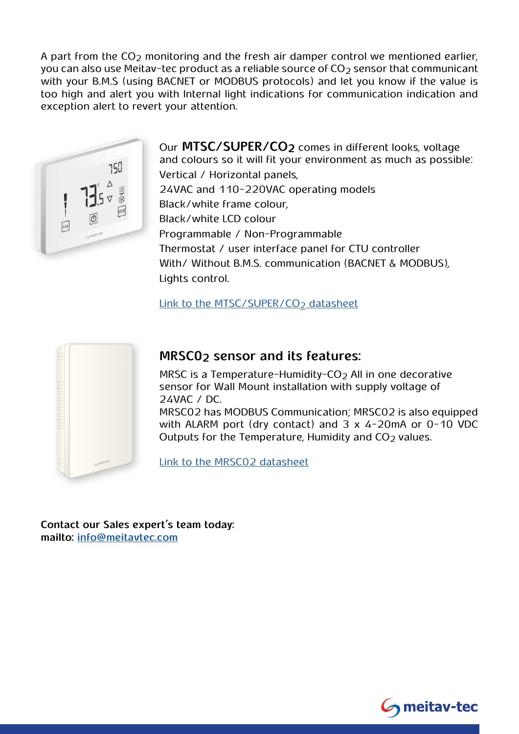A part from the $CO_2$ monitoring and the fresh air damper control we mentioned earlier, you can also use Meitav-tec product as a reliable source of $CO_2$ sensor that communicant with your B.M.S (using BACNET or MODBUS protocols) and let you know if the value is too high and alert you with Internal light indications for communication indication and exception alert to revert your attention.

Our **MTSC/SUPER/$CO_2$** comes in different looks, voltage and colours so it will fit your environment as much as possible:
Vertical / Horizontal panels,
24VAC and 110-220VAC operating models
Black/white frame colour,
Black/white LCD colour
Programmable / Non-Programmable
Thermostat / user interface panel for CTU controller
With/ Without B.M.S. communication (BACNET & MODBUS),
Lights control.

Link to the MTSC/SUPER/$CO_2$ datasheet

## MRSC0$_2$ sensor and its features:

MRSC is a Temperature-Humidity-$CO_2$ All in one decorative sensor for Wall Mount installation with supply voltage of 24VAC / DC.
MRSC02 has MODBUS Communication; MRSC02 is also equipped with ALARM port (dry contact) and 3 x 4-20mA or 0-10 VDC Outputs for the Temperature, Humidity and $CO_2$ values.

Link to the MRSC02 datasheet

**Contact our Sales expert's team today:**
**mailto:** info@meitavtec.com